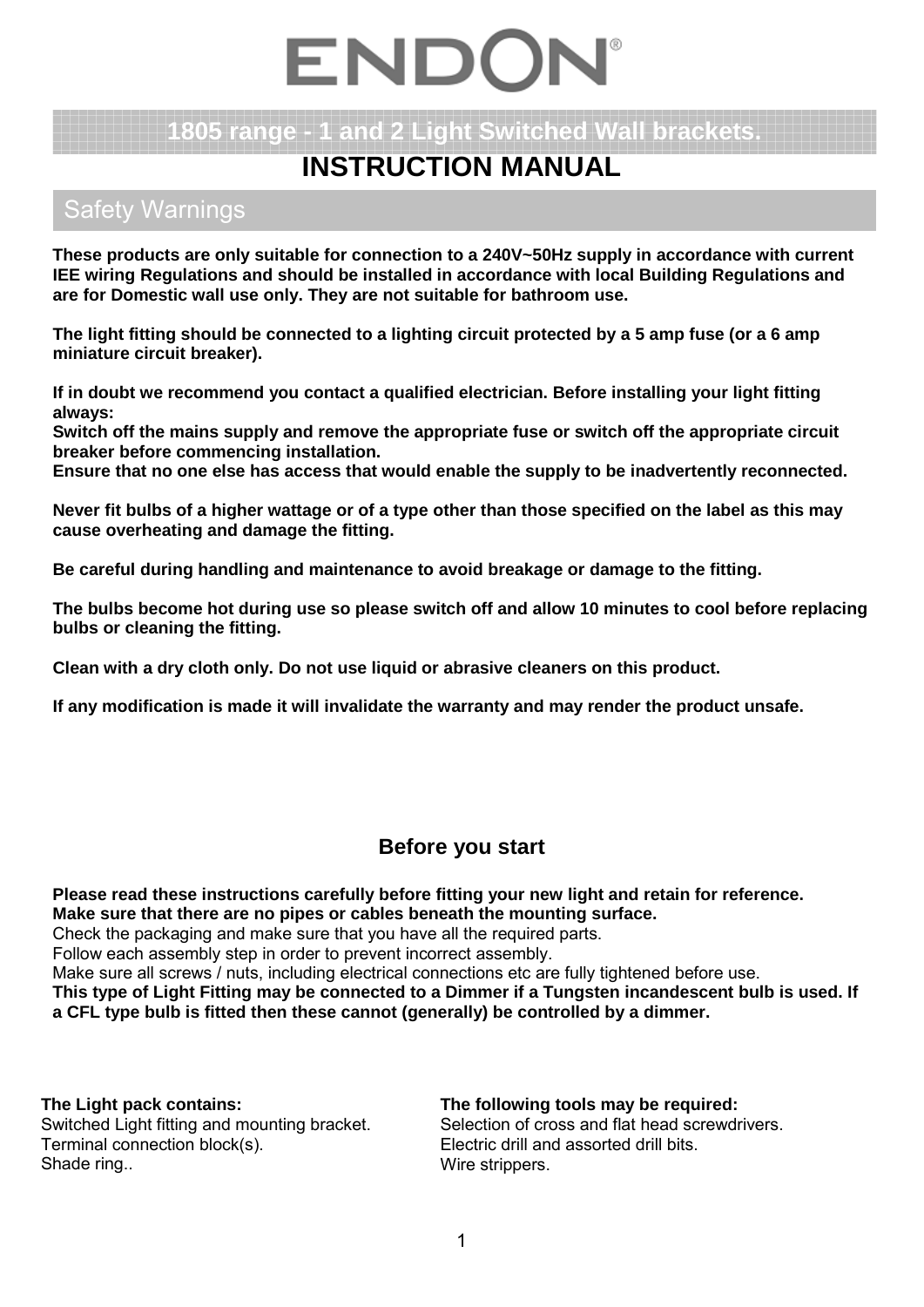# ENDON®

## 1805 range - 1 and 2 Light Switched Wall brackets.

# INSTRUCTION MANUAL

## Safety Warnings

**These products are only suitable for connection to a 240V~50Hz supply in accordance with current IEE wiring Regulations and should be installed in accordance with local Building Regulations and are for Domestic wall use only. They are not suitable for bathroom use.**

**The light fitting should be connected to a lighting circuit protected by a 5 amp fuse (or a 6 amp miniature circuit breaker).**

**If in doubt we recommend you contact a qualified electrician. Before installing your light fitting always:**
**Switch off the mains supply and remove the appropriate fuse or switch off the appropriate circuit breaker before commencing installation.**
**Ensure that no one else has access that would enable the supply to be inadvertently reconnected.**

**Never fit bulbs of a higher wattage or of a type other than those specified on the label as this may cause overheating and damage the fitting.**

**Be careful during handling and maintenance to avoid breakage or damage to the fitting.**

**The bulbs become hot during use so please switch off and allow 10 minutes to cool before replacing bulbs or cleaning the fitting.**

**Clean with a dry cloth only. Do not use liquid or abrasive cleaners on this product.**

**If any modification is made it will invalidate the warranty and may render the product unsafe.**

## Before you start

**Please read these instructions carefully before fitting your new light and retain for reference.**
**Make sure that there are no pipes or cables beneath the mounting surface.**
Check the packaging and make sure that you have all the required parts.
Follow each assembly step in order to prevent incorrect assembly.
Make sure all screws / nuts, including electrical connections etc are fully tightened before use.
**This type of Light Fitting may be connected to a Dimmer if a Tungsten incandescent bulb is used. If a CFL type bulb is fitted then these cannot (generally) be controlled by a dimmer.**

**The Light pack contains:**
Switched Light fitting and mounting bracket.
Terminal connection block(s).
Shade ring..

**The following tools may be required:**
Selection of cross and flat head screwdrivers.
Electric drill and assorted drill bits.
Wire strippers.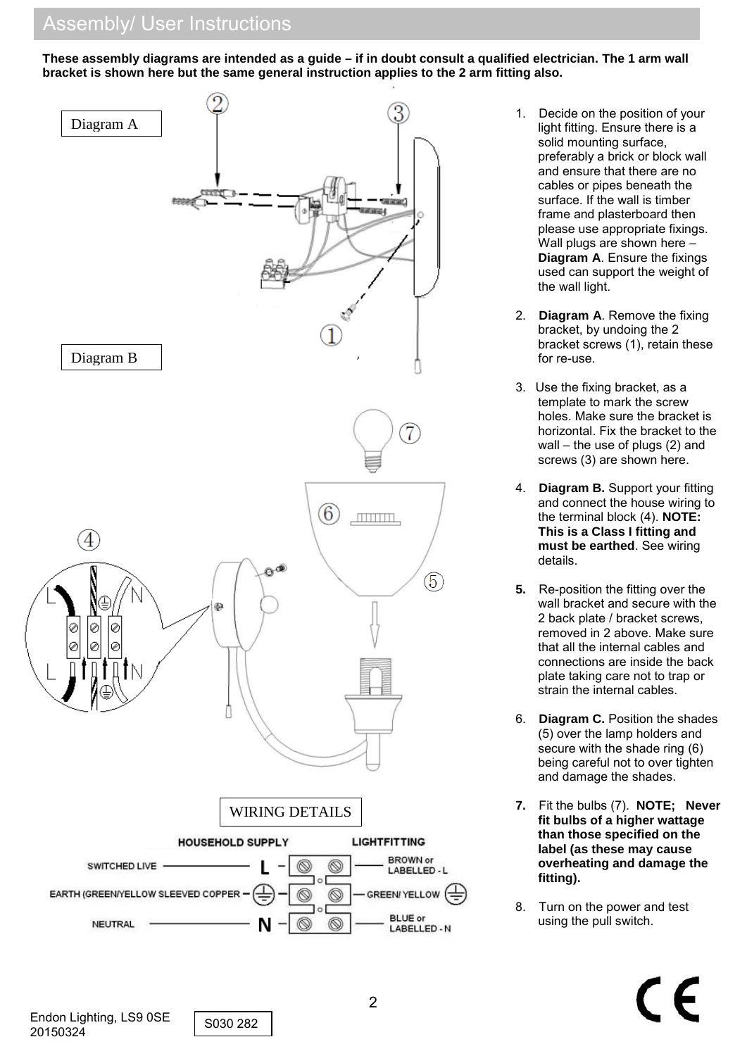# Assembly/ User Instructions

**These assembly diagrams are intended as a guide – if in doubt consult a qualified electrician. The 1 arm wall bracket is shown here but the same general instruction applies to the 2 arm fitting also.**

Diagram A

Diagram B

WIRING DETAILS

HOUSEHOLD SUPPLY

LIGHTFITTING

SWITCHED LIVE — L — BROWN or LABELLED - L

EARTH (GREEN/YELLOW SLEEVED COPPER — ⏚ — GREEN/ YELLOW ⏚

NEUTRAL — N — BLUE or LABELLED - N

1. Decide on the position of your light fitting. Ensure there is a solid mounting surface, preferably a brick or block wall and ensure that there are no cables or pipes beneath the surface. If the wall is timber frame and plasterboard then please use appropriate fixings. Wall plugs are shown here – **Diagram A**. Ensure the fixings used can support the weight of the wall light.

2. **Diagram A**. Remove the fixing bracket, by undoing the 2 bracket screws (1), retain these for re-use.

3. Use the fixing bracket, as a template to mark the screw holes. Make sure the bracket is horizontal. Fix the bracket to the wall – the use of plugs (2) and screws (3) are shown here.

4. **Diagram B.** Support your fitting and connect the house wiring to the terminal block (4). **NOTE: This is a Class I fitting and must be earthed**. See wiring details.

5. Re-position the fitting over the wall bracket and secure with the 2 back plate / bracket screws, removed in 2 above. Make sure that all the internal cables and connections are inside the back plate taking care not to trap or strain the internal cables.

6. **Diagram C.** Position the shades (5) over the lamp holders and secure with the shade ring (6) being careful not to over tighten and damage the shades.

7. Fit the bulbs (7). **NOTE; Never fit bulbs of a higher wattage than those specified on the label (as these may cause overheating and damage the fitting).**

8. Turn on the power and test using the pull switch.

Endon Lighting, LS9 0SE
20150324

S030 282